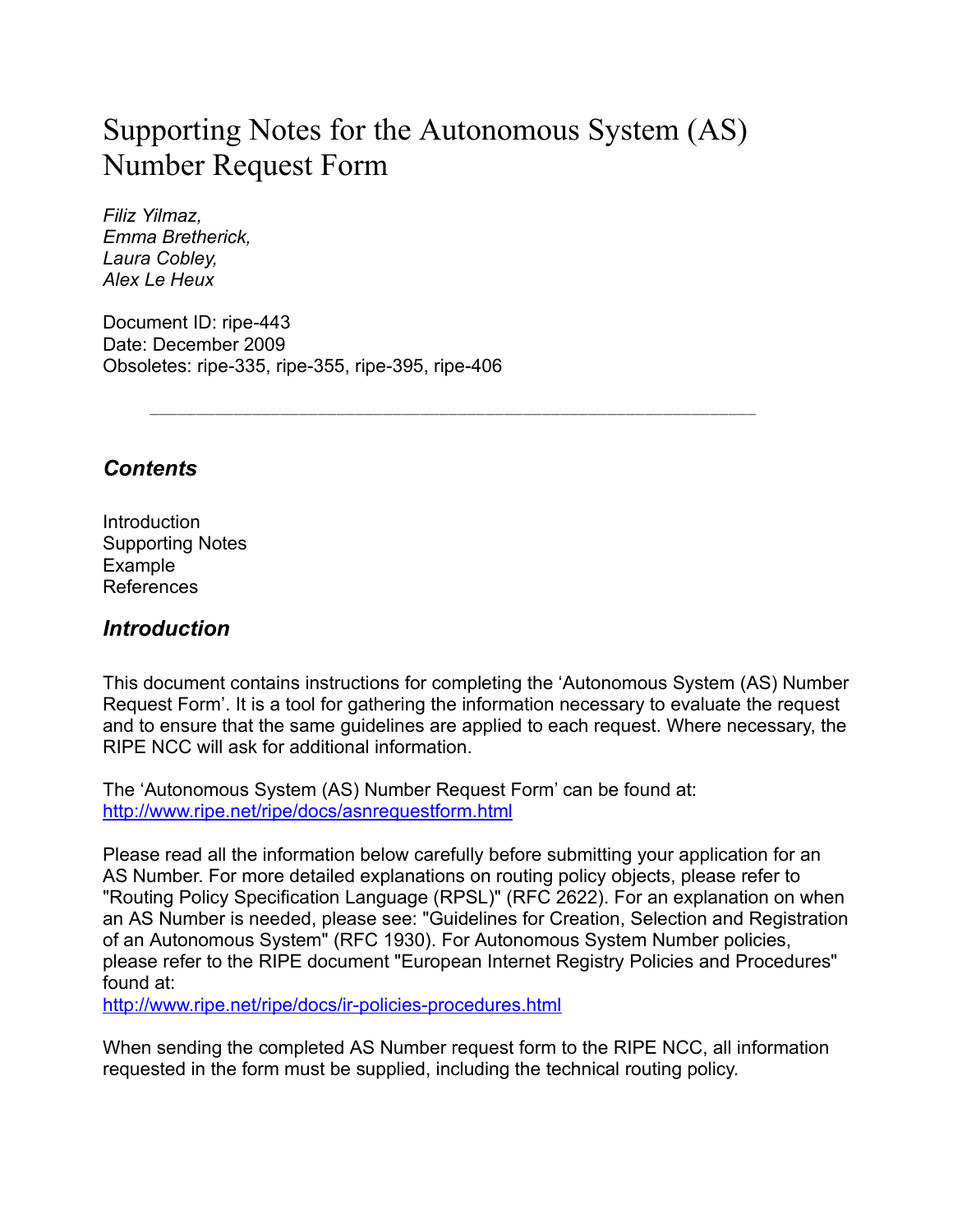# Supporting Notes for the Autonomous System (AS) Number Request Form

*Filiz Yilmaz,*
*Emma Bretherick,*
*Laura Cobley,*
*Alex Le Heux*

Document ID: ripe-443
Date: December 2009
Obsoletes: ripe-335, ripe-355, ripe-395, ripe-406

---

## *Contents*

Introduction
Supporting Notes
Example
References

## *Introduction*

This document contains instructions for completing the 'Autonomous System (AS) Number Request Form'. It is a tool for gathering the information necessary to evaluate the request and to ensure that the same guidelines are applied to each request. Where necessary, the RIPE NCC will ask for additional information.

The 'Autonomous System (AS) Number Request Form' can be found at:
[http://www.ripe.net/ripe/docs/asnrequestform.html](http://www.ripe.net/ripe/docs/asnrequestform.html)

Please read all the information below carefully before submitting your application for an AS Number. For more detailed explanations on routing policy objects, please refer to "Routing Policy Specification Language (RPSL)" (RFC 2622). For an explanation on when an AS Number is needed, please see: "Guidelines for Creation, Selection and Registration of an Autonomous System" (RFC 1930). For Autonomous System Number policies, please refer to the RIPE document "European Internet Registry Policies and Procedures" found at:
[http://www.ripe.net/ripe/docs/ir-policies-procedures.html](http://www.ripe.net/ripe/docs/ir-policies-procedures.html)

When sending the completed AS Number request form to the RIPE NCC, all information requested in the form must be supplied, including the technical routing policy.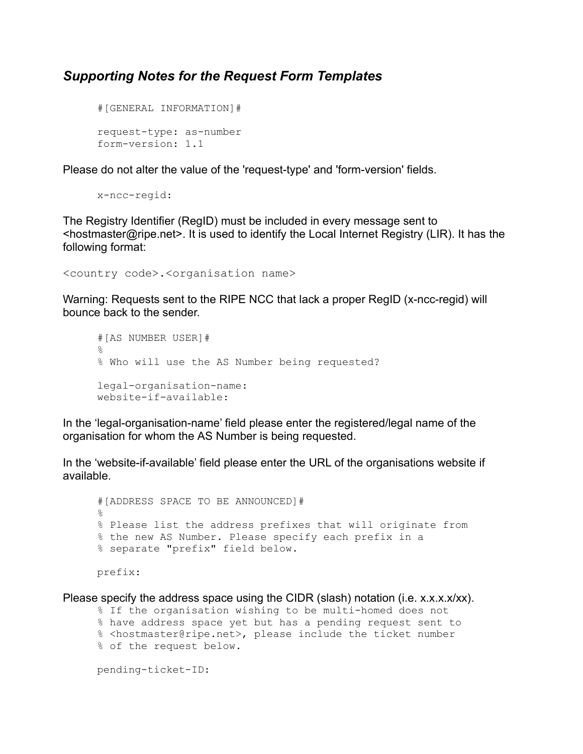## *Supporting Notes for the Request Form Templates*

```
#[GENERAL INFORMATION]#

request-type: as-number
form-version: 1.1
```

Please do not alter the value of the 'request-type' and 'form-version' fields.

```
x-ncc-regid:
```

The Registry Identifier (RegID) must be included in every message sent to <hostmaster@ripe.net>. It is used to identify the Local Internet Registry (LIR). It has the following format:

```
<country code>.<organisation name>
```

Warning: Requests sent to the RIPE NCC that lack a proper RegID (x-ncc-regid) will bounce back to the sender.

```
#[AS NUMBER USER]#
%
% Who will use the AS Number being requested?

legal-organisation-name:
website-if-available:
```

In the 'legal-organisation-name' field please enter the registered/legal name of the organisation for whom the AS Number is being requested.

In the 'website-if-available' field please enter the URL of the organisations website if available.

```
#[ADDRESS SPACE TO BE ANNOUNCED]#
%
% Please list the address prefixes that will originate from
% the new AS Number. Please specify each prefix in a
% separate "prefix" field below.

prefix:
```

Please specify the address space using the CIDR (slash) notation (i.e. x.x.x.x/xx).

```
% If the organisation wishing to be multi-homed does not
% have address space yet but has a pending request sent to
% <hostmaster@ripe.net>, please include the ticket number
% of the request below.

pending-ticket-ID:
```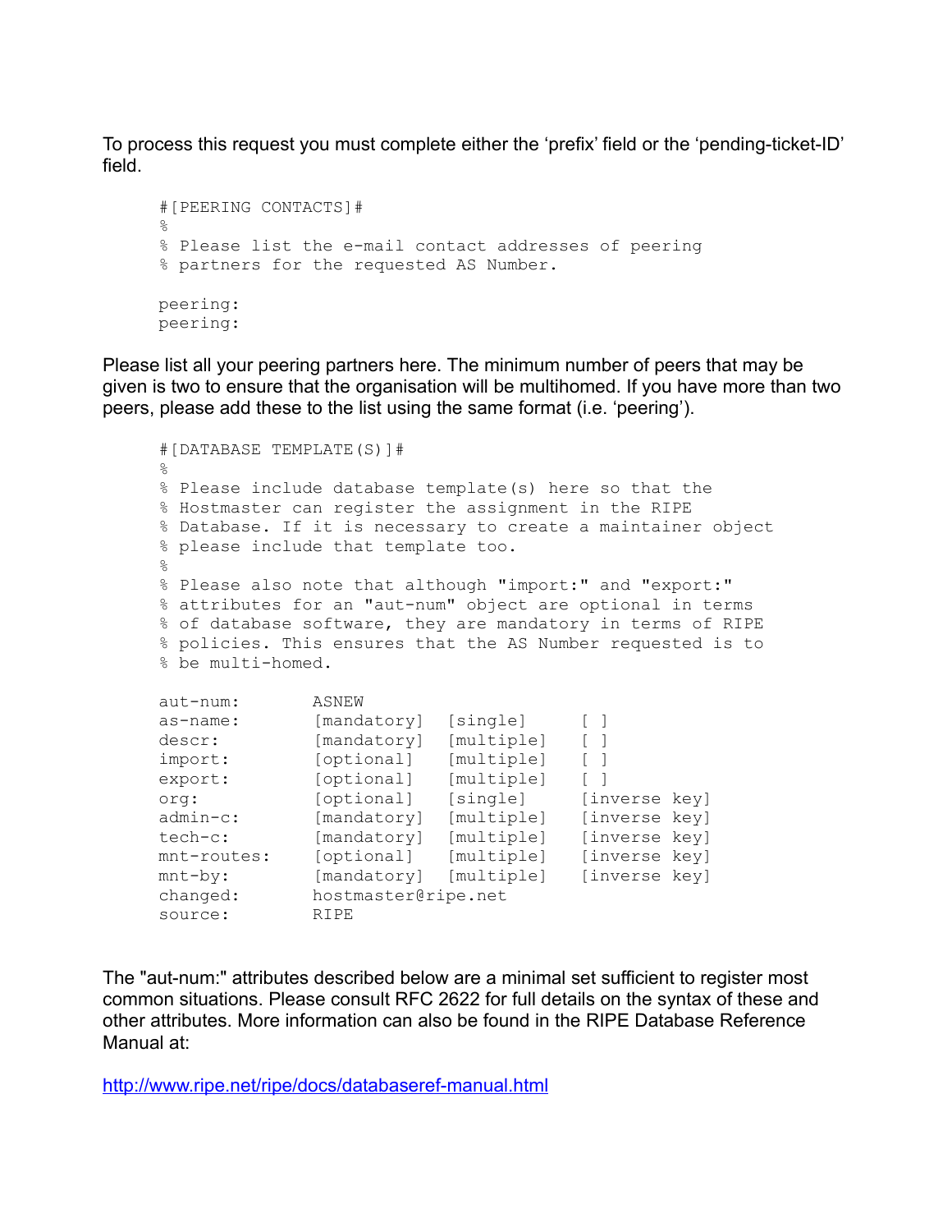To process this request you must complete either the ‘prefix’ field or the ‘pending-ticket-ID’ field.

```
#[PEERING CONTACTS]#
%
% Please list the e-mail contact addresses of peering
% partners for the requested AS Number.

peering:
peering:
```

Please list all your peering partners here. The minimum number of peers that may be given is two to ensure that the organisation will be multihomed. If you have more than two peers, please add these to the list using the same format (i.e. ‘peering’).

```
#[DATABASE TEMPLATE(S)]#
%
% Please include database template(s) here so that the
% Hostmaster can register the assignment in the RIPE
% Database. If it is necessary to create a maintainer object
% please include that template too.
%
% Please also note that although "import:" and "export:"
% attributes for an "aut-num" object are optional in terms
% of database software, they are mandatory in terms of RIPE
% policies. This ensures that the AS Number requested is to
% be multi-homed.

aut-num:        ASNEW
as-name:        [mandatory]  [single]     [ ]
descr:          [mandatory]  [multiple]   [ ]
import:         [optional]   [multiple]   [ ]
export:         [optional]   [multiple]   [ ]
org:            [optional]   [single]     [inverse key]
admin-c:        [mandatory]  [multiple]   [inverse key]
tech-c:         [mandatory]  [multiple]   [inverse key]
mnt-routes:     [optional]   [multiple]   [inverse key]
mnt-by:         [mandatory]  [multiple]   [inverse key]
changed:        hostmaster@ripe.net
source:         RIPE
```

The "aut-num:" attributes described below are a minimal set sufficient to register most common situations. Please consult RFC 2622 for full details on the syntax of these and other attributes. More information can also be found in the RIPE Database Reference Manual at:

http://www.ripe.net/ripe/docs/databaseref-manual.html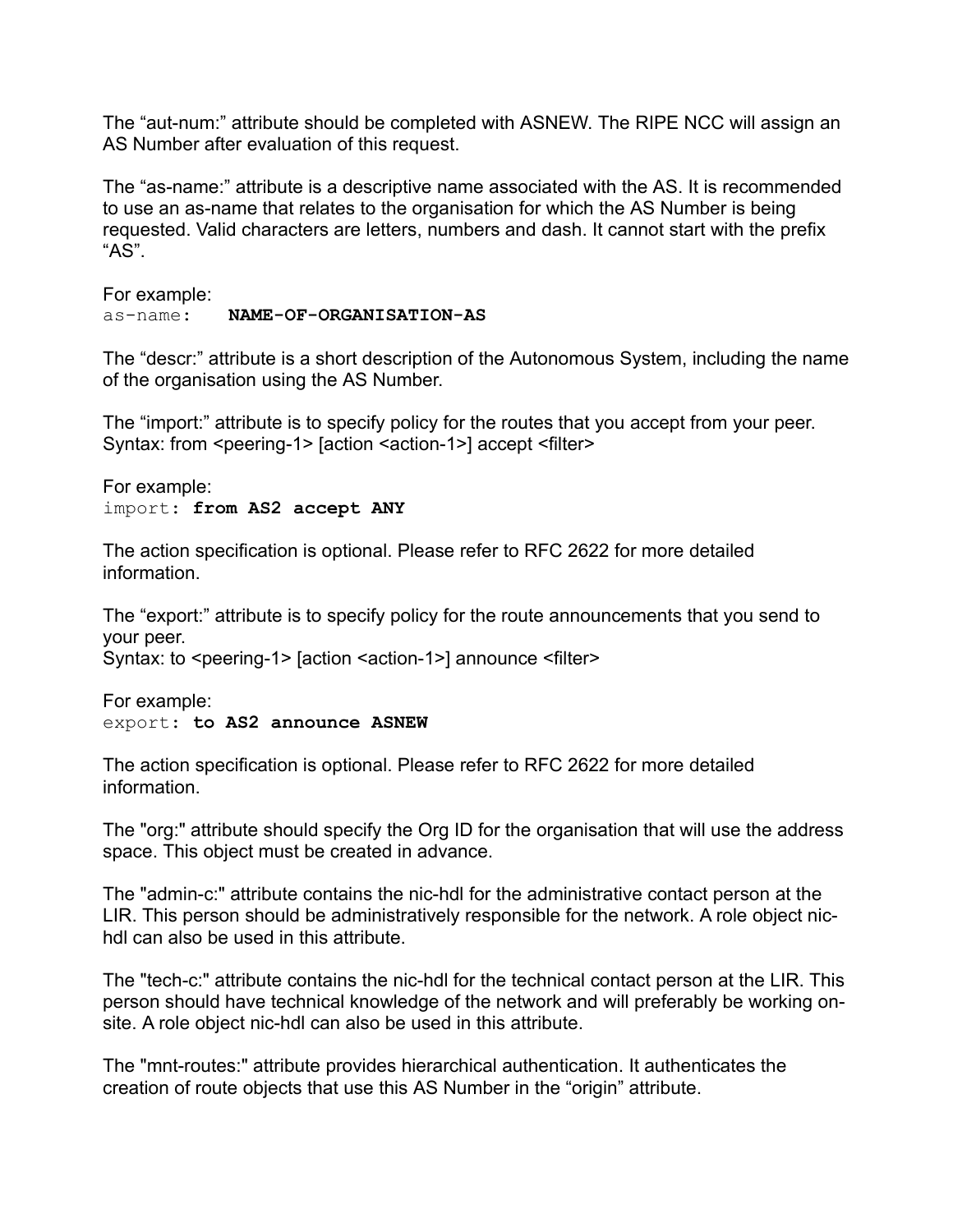The “aut-num:” attribute should be completed with ASNEW. The RIPE NCC will assign an AS Number after evaluation of this request.

The “as-name:” attribute is a descriptive name associated with the AS. It is recommended to use an as-name that relates to the organisation for which the AS Number is being requested. Valid characters are letters, numbers and dash. It cannot start with the prefix “AS”.

For example:

```
as-name:    NAME-OF-ORGANISATION-AS
```

The “descr:” attribute is a short description of the Autonomous System, including the name of the organisation using the AS Number.

The “import:” attribute is to specify policy for the routes that you accept from your peer.
Syntax: from <peering-1> [action <action-1>] accept <filter>

For example:

```
import: from AS2 accept ANY
```

The action specification is optional. Please refer to RFC 2622 for more detailed information.

The “export:” attribute is to specify policy for the route announcements that you send to your peer.
Syntax: to <peering-1> [action <action-1>] announce <filter>

For example:

```
export: to AS2 announce ASNEW
```

The action specification is optional. Please refer to RFC 2622 for more detailed information.

The "org:" attribute should specify the Org ID for the organisation that will use the address space. This object must be created in advance.

The "admin-c:" attribute contains the nic-hdl for the administrative contact person at the LIR. This person should be administratively responsible for the network. A role object nic-hdl can also be used in this attribute.

The "tech-c:" attribute contains the nic-hdl for the technical contact person at the LIR. This person should have technical knowledge of the network and will preferably be working on-site. A role object nic-hdl can also be used in this attribute.

The "mnt-routes:" attribute provides hierarchical authentication. It authenticates the creation of route objects that use this AS Number in the “origin” attribute.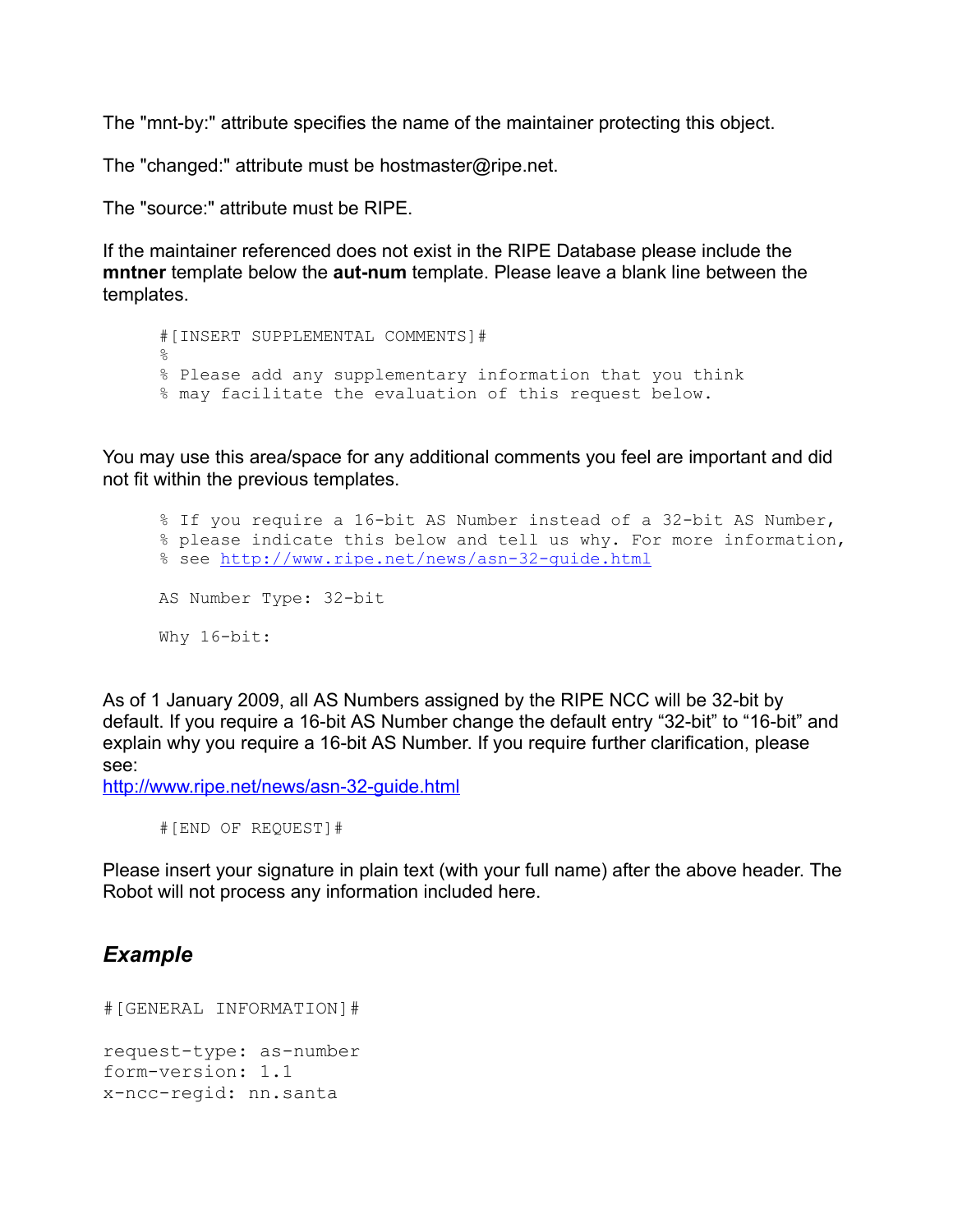The "mnt-by:" attribute specifies the name of the maintainer protecting this object.

The "changed:" attribute must be hostmaster@ripe.net.

The "source:" attribute must be RIPE.

If the maintainer referenced does not exist in the RIPE Database please include the **mntner** template below the **aut-num** template. Please leave a blank line between the templates.

```
#[INSERT SUPPLEMENTAL COMMENTS]#
%
% Please add any supplementary information that you think
% may facilitate the evaluation of this request below.
```

You may use this area/space for any additional comments you feel are important and did not fit within the previous templates.

```
% If you require a 16-bit AS Number instead of a 32-bit AS Number,
% please indicate this below and tell us why. For more information,
% see http://www.ripe.net/news/asn-32-guide.html

AS Number Type: 32-bit

Why 16-bit:
```

As of 1 January 2009, all AS Numbers assigned by the RIPE NCC will be 32-bit by default. If you require a 16-bit AS Number change the default entry “32-bit” to “16-bit” and explain why you require a 16-bit AS Number. If you require further clarification, please see:
http://www.ripe.net/news/asn-32-guide.html

```
#[END OF REQUEST]#
```

Please insert your signature in plain text (with your full name) after the above header. The Robot will not process any information included here.

## *Example*

```
#[GENERAL INFORMATION]#

request-type: as-number
form-version: 1.1
x-ncc-regid: nn.santa
```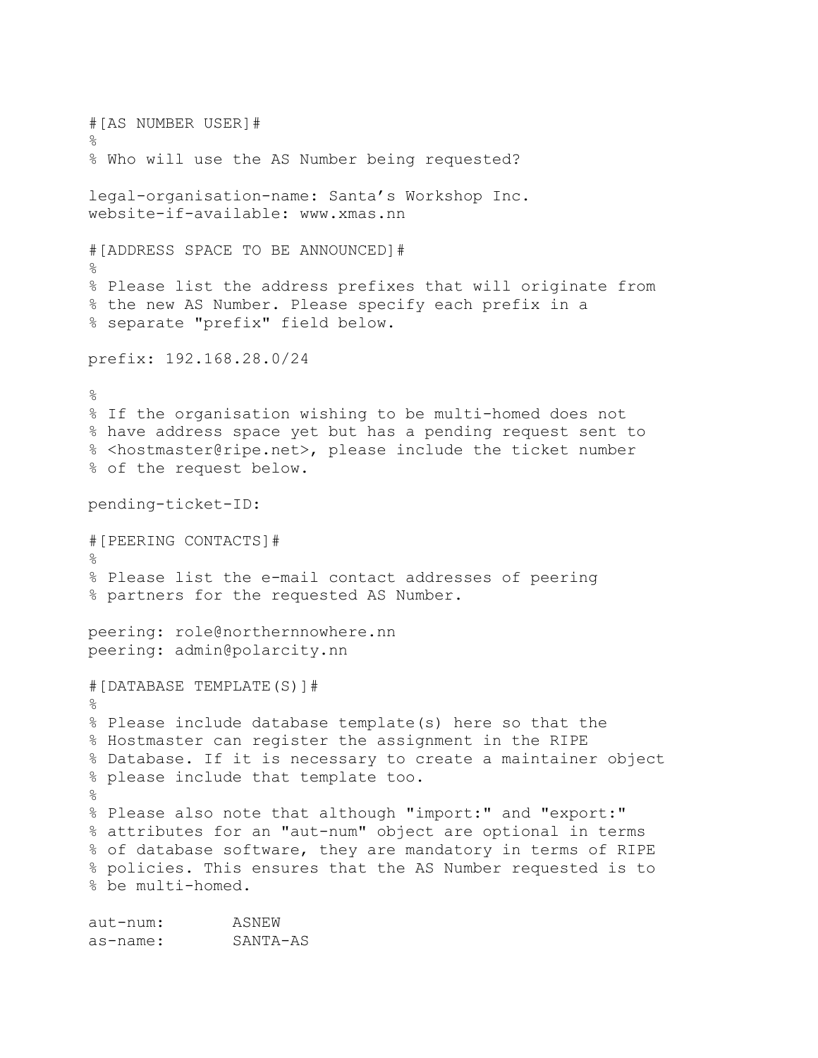```
#[AS NUMBER USER]#
%
% Who will use the AS Number being requested?

legal-organisation-name: Santa’s Workshop Inc.
website-if-available: www.xmas.nn

#[ADDRESS SPACE TO BE ANNOUNCED]#
%
% Please list the address prefixes that will originate from
% the new AS Number. Please specify each prefix in a
% separate "prefix" field below.

prefix: 192.168.28.0/24

%
% If the organisation wishing to be multi-homed does not
% have address space yet but has a pending request sent to
% <hostmaster@ripe.net>, please include the ticket number
% of the request below.

pending-ticket-ID:

#[PEERING CONTACTS]#
%
% Please list the e-mail contact addresses of peering
% partners for the requested AS Number.

peering: role@northernnowhere.nn
peering: admin@polarcity.nn

#[DATABASE TEMPLATE(S)]#
%
% Please include database template(s) here so that the
% Hostmaster can register the assignment in the RIPE
% Database. If it is necessary to create a maintainer object
% please include that template too.
%
% Please also note that although "import:" and "export:"
% attributes for an "aut-num" object are optional in terms
% of database software, they are mandatory in terms of RIPE
% policies. This ensures that the AS Number requested is to
% be multi-homed.

aut-num:       ASNEW
as-name:       SANTA-AS
```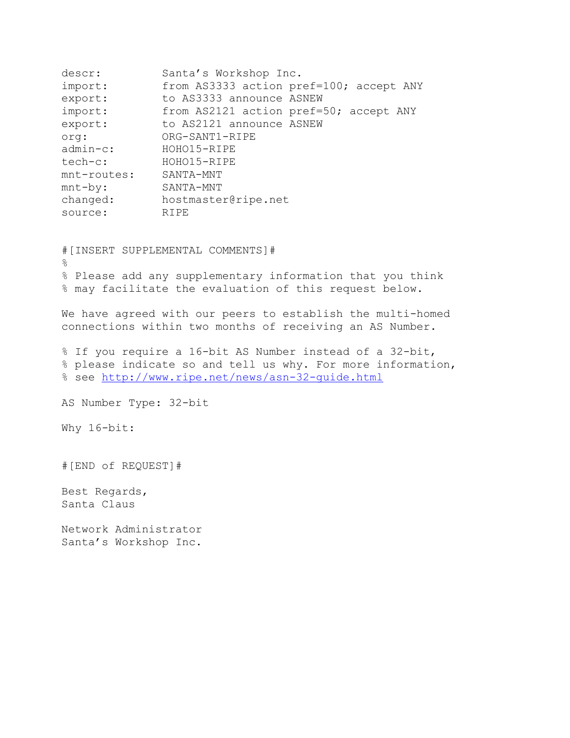```
descr:          Santa's Workshop Inc.
import:         from AS3333 action pref=100; accept ANY
export:         to AS3333 announce ASNEW
import:         from AS2121 action pref=50; accept ANY
export:         to AS2121 announce ASNEW
org:            ORG-SANT1-RIPE
admin-c:        HOHO15-RIPE
tech-c:         HOHO15-RIPE
mnt-routes:     SANTA-MNT
mnt-by:         SANTA-MNT
changed:        hostmaster@ripe.net
source:         RIPE
```

```
#[INSERT SUPPLEMENTAL COMMENTS]#
%
% Please add any supplementary information that you think
% may facilitate the evaluation of this request below.

We have agreed with our peers to establish the multi-homed
connections within two months of receiving an AS Number.

% If you require a 16-bit AS Number instead of a 32-bit,
% please indicate so and tell us why. For more information,
% see http://www.ripe.net/news/asn-32-guide.html

AS Number Type: 32-bit

Why 16-bit:


#[END of REQUEST]#
```

Best Regards,
Santa Claus

Network Administrator
Santa's Workshop Inc.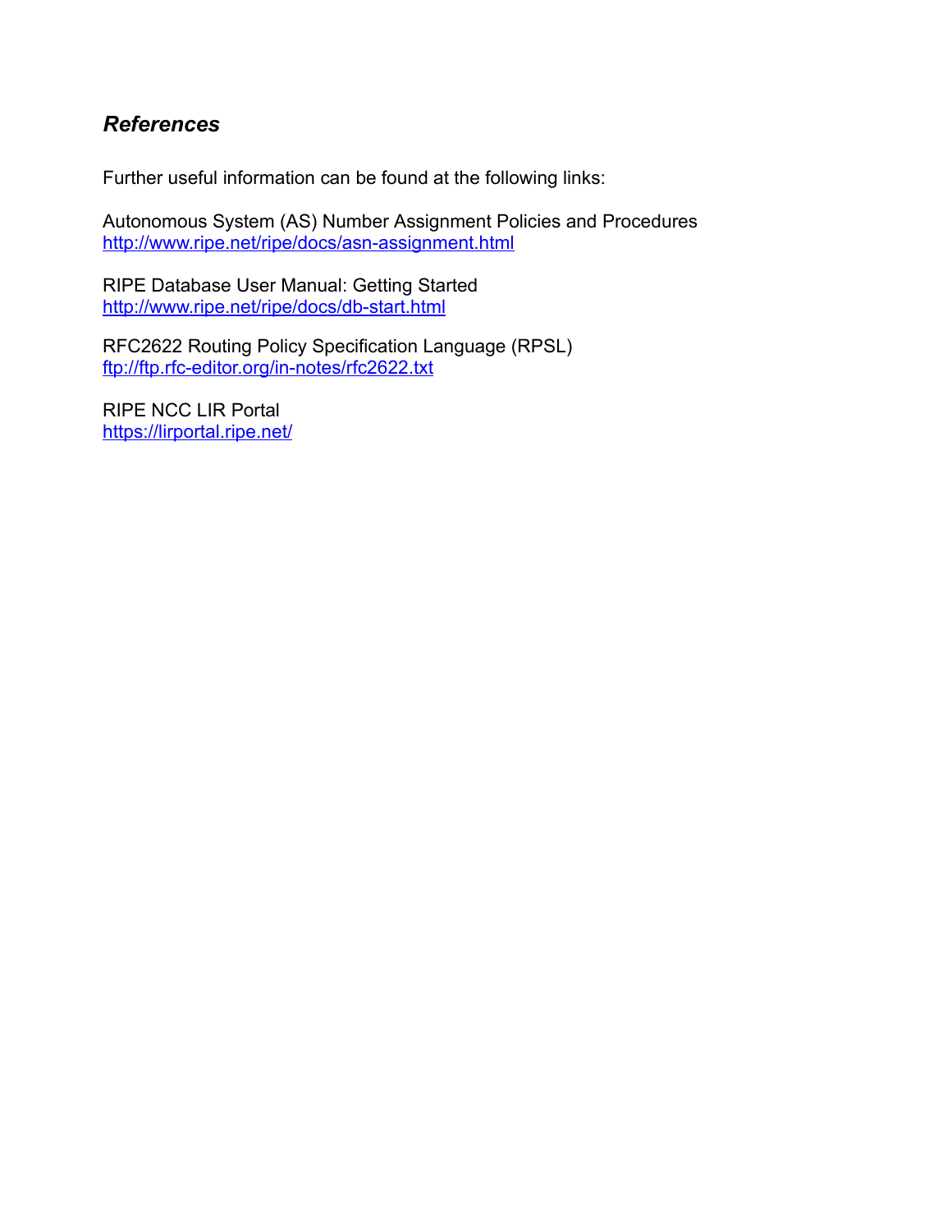### *References*

Further useful information can be found at the following links:

Autonomous System (AS) Number Assignment Policies and Procedures
http://www.ripe.net/ripe/docs/asn-assignment.html

RIPE Database User Manual: Getting Started
http://www.ripe.net/ripe/docs/db-start.html

RFC2622 Routing Policy Specification Language (RPSL)
ftp://ftp.rfc-editor.org/in-notes/rfc2622.txt

RIPE NCC LIR Portal
https://lirportal.ripe.net/